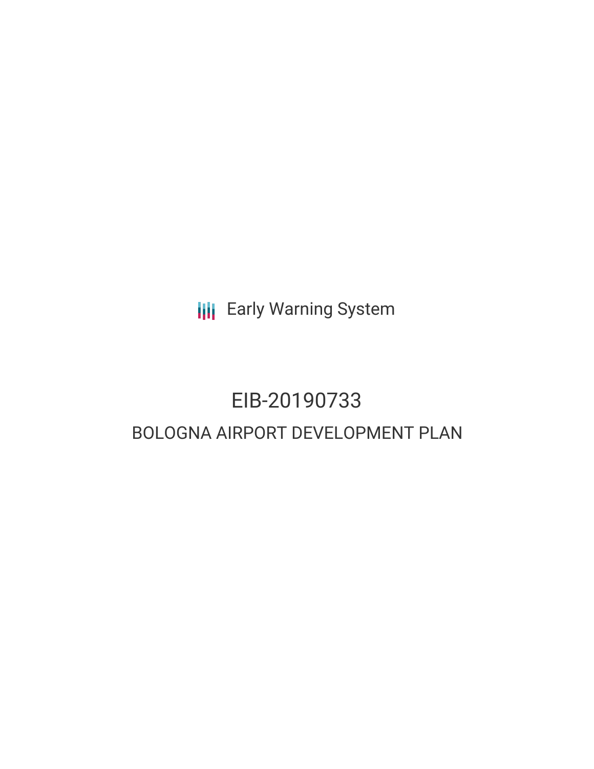Early Warning System

# EIB-20190733

## BOLOGNA AIRPORT DEVELOPMENT PLAN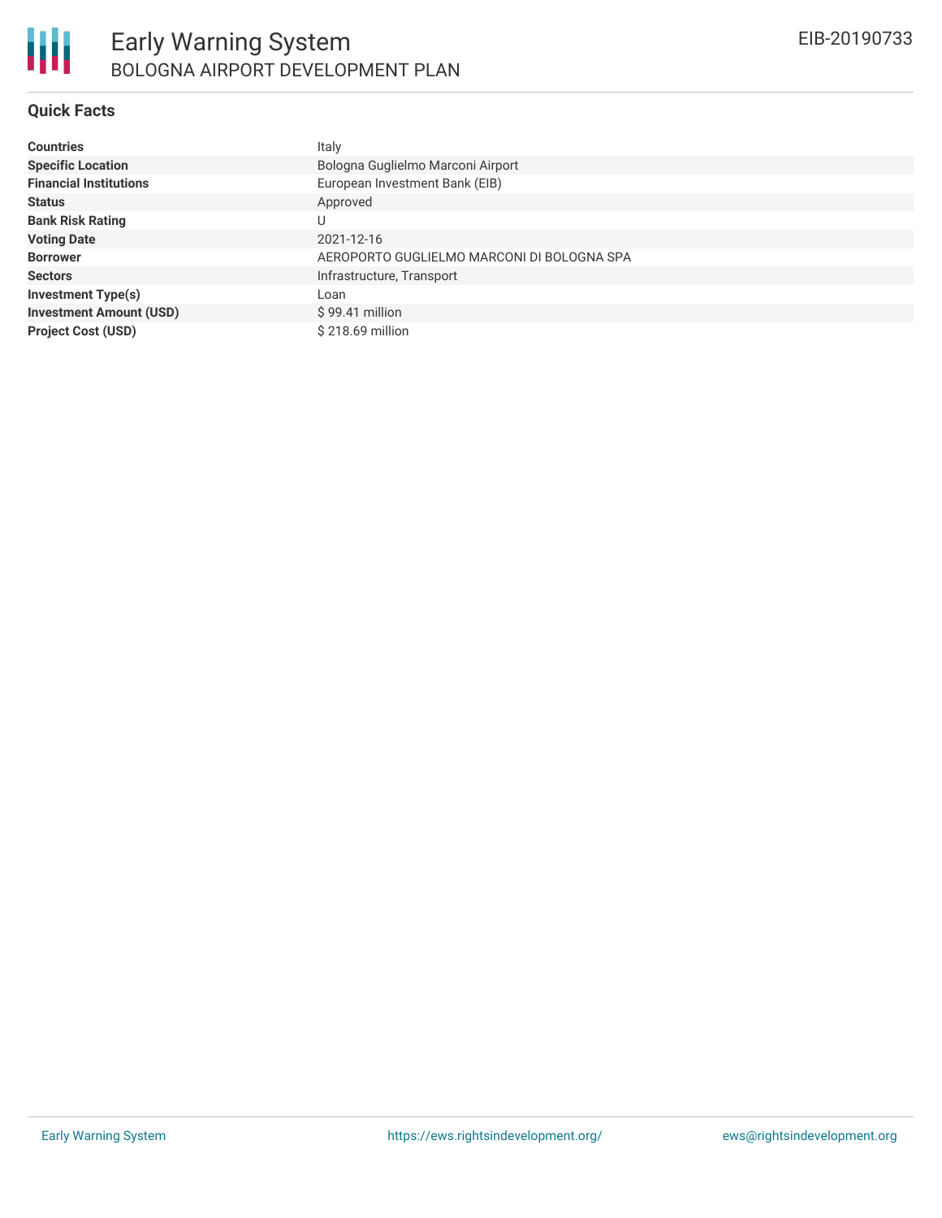# Early Warning System

## BOLOGNA AIRPORT DEVELOPMENT PLAN

EIB-20190733

### Quick Facts

| | |
|---|---|
| **Countries** | Italy |
| **Specific Location** | Bologna Guglielmo Marconi Airport |
| **Financial Institutions** | European Investment Bank (EIB) |
| **Status** | Approved |
| **Bank Risk Rating** | U |
| **Voting Date** | 2021-12-16 |
| **Borrower** | AEROPORTO GUGLIELMO MARCONI DI BOLOGNA SPA |
| **Sectors** | Infrastructure, Transport |
| **Investment Type(s)** | Loan |
| **Investment Amount (USD)** | $ 99.41 million |
| **Project Cost (USD)** | $ 218.69 million |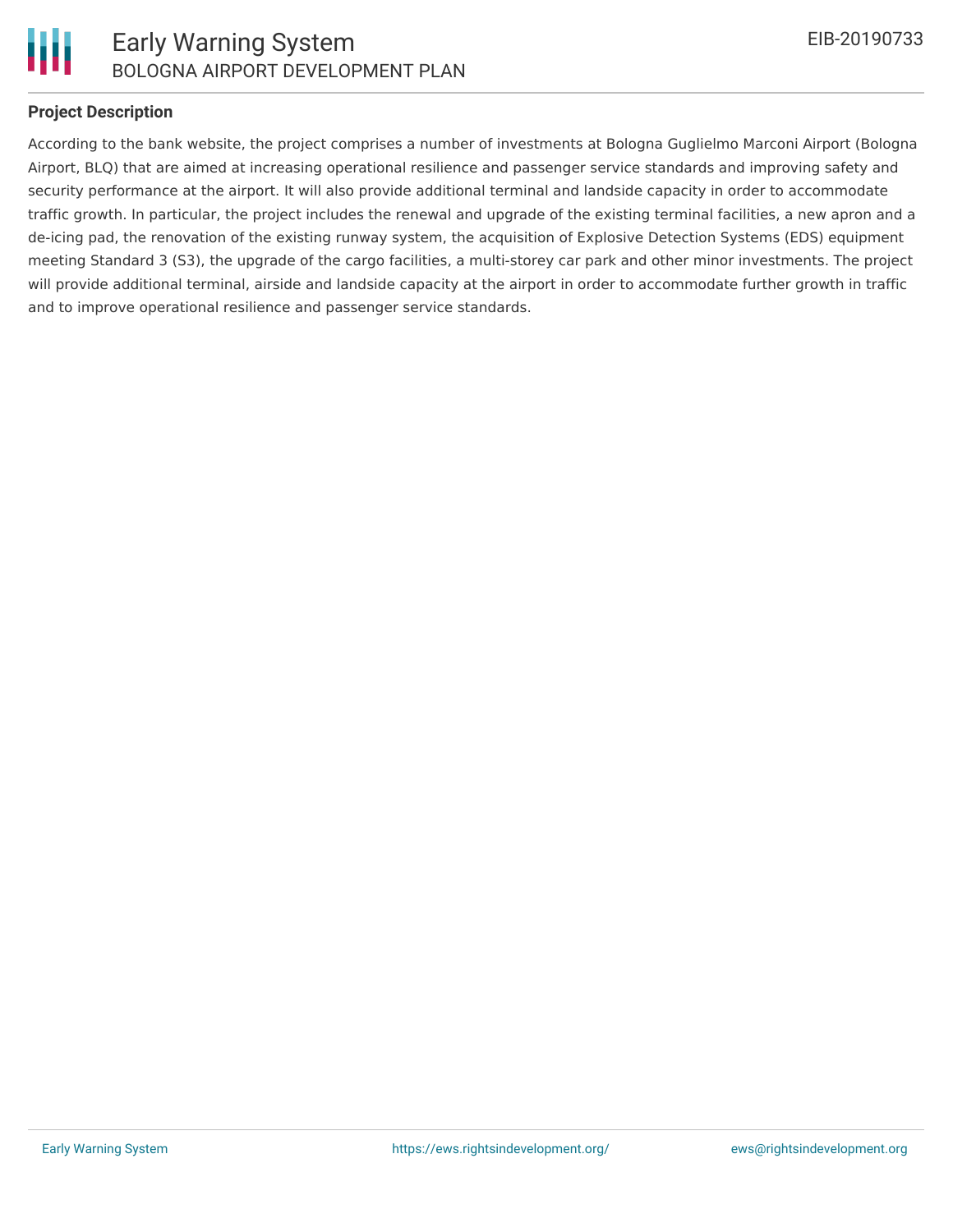## Project Description

According to the bank website, the project comprises a number of investments at Bologna Guglielmo Marconi Airport (Bologna Airport, BLQ) that are aimed at increasing operational resilience and passenger service standards and improving safety and security performance at the airport. It will also provide additional terminal and landside capacity in order to accommodate traffic growth. In particular, the project includes the renewal and upgrade of the existing terminal facilities, a new apron and a de-icing pad, the renovation of the existing runway system, the acquisition of Explosive Detection Systems (EDS) equipment meeting Standard 3 (S3), the upgrade of the cargo facilities, a multi-storey car park and other minor investments. The project will provide additional terminal, airside and landside capacity at the airport in order to accommodate further growth in traffic and to improve operational resilience and passenger service standards.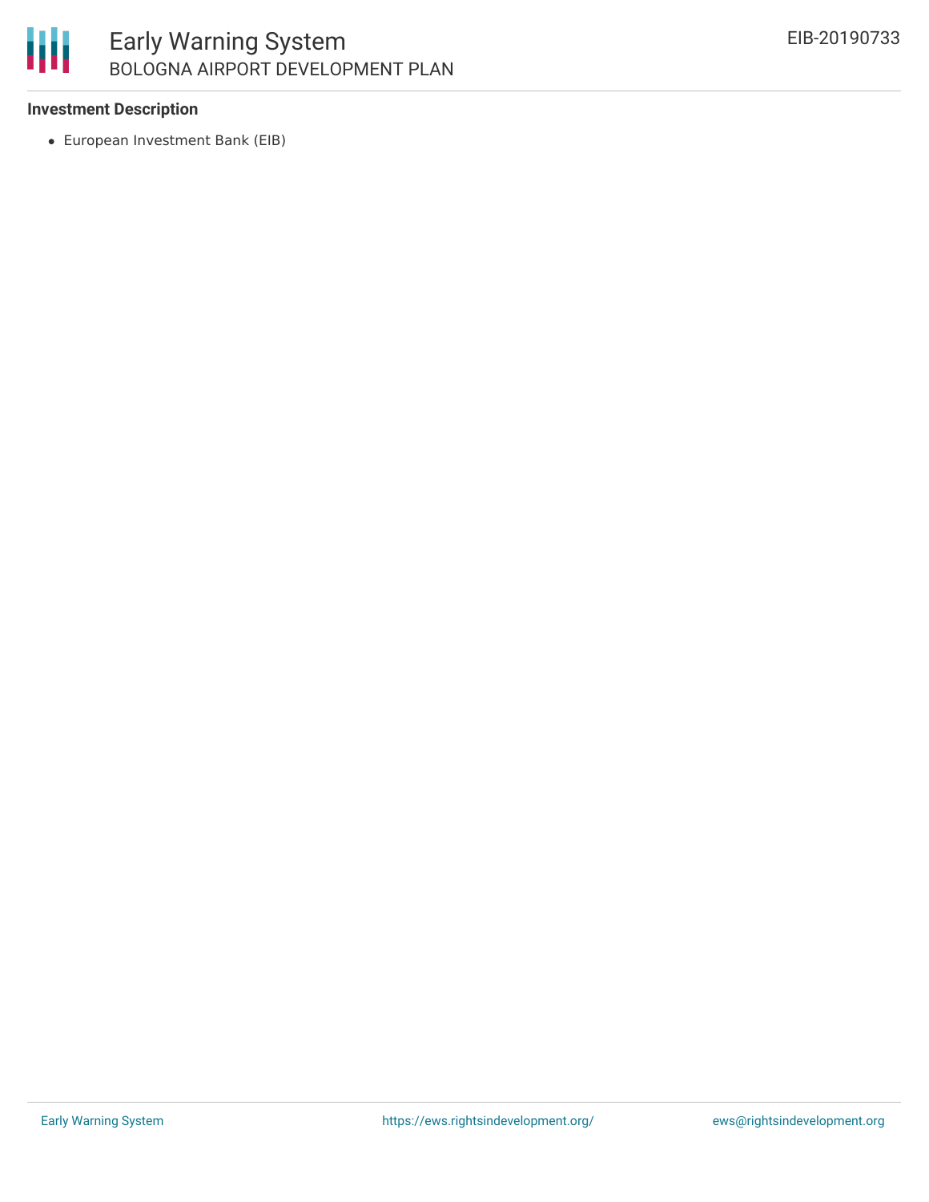**Investment Description**

- European Investment Bank (EIB)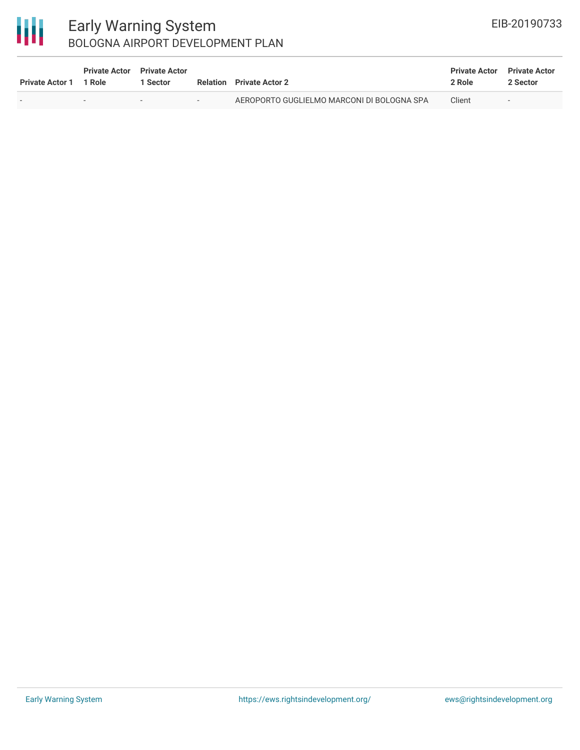| Private Actor 1 | Private Actor 1 Role | Private Actor 1 Sector | Relation | Private Actor 2 | Private Actor 2 Role | Private Actor 2 Sector |
| --- | --- | --- | --- | --- | --- | --- |
| - | - | - | - | AEROPORTO GUGLIELMO MARCONI DI BOLOGNA SPA | Client | - |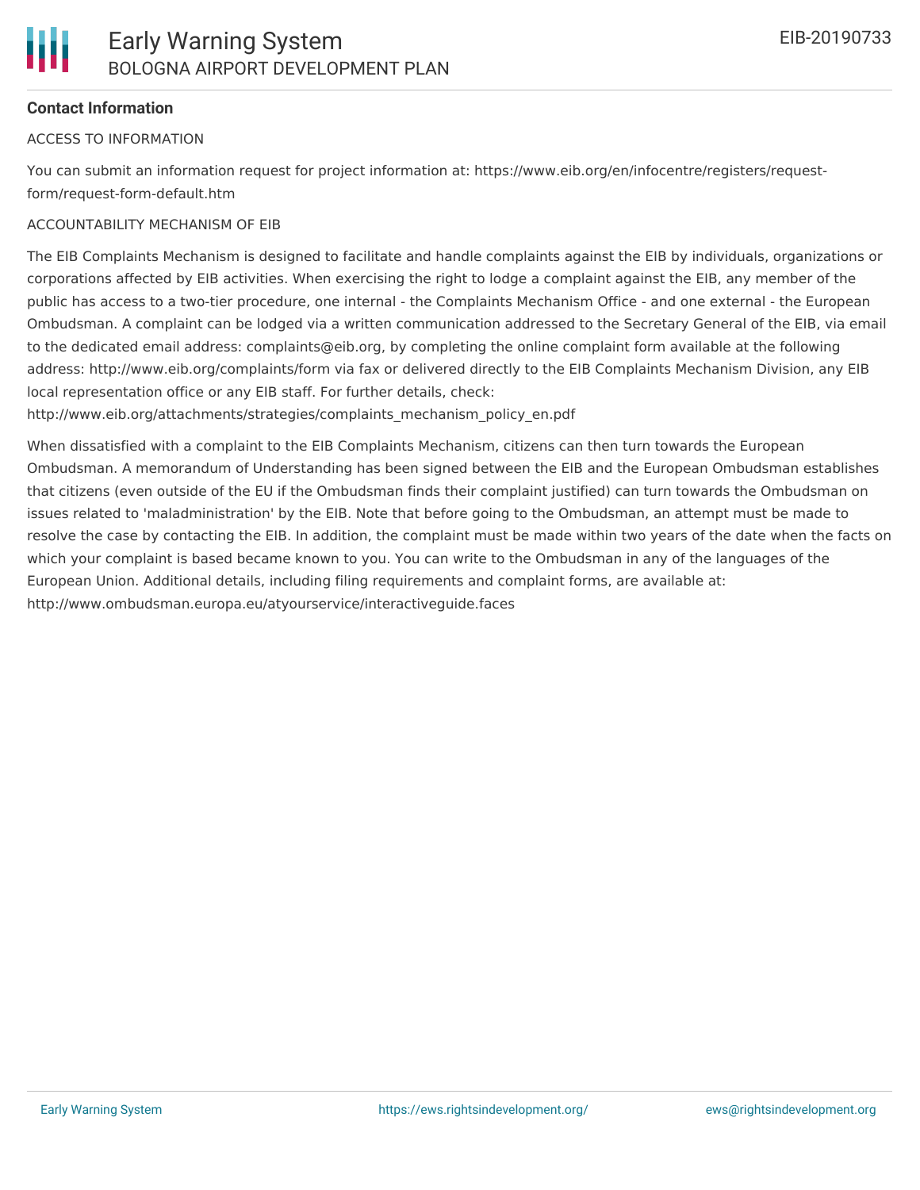**Contact Information**

ACCESS TO INFORMATION

You can submit an information request for project information at: https://www.eib.org/en/infocentre/registers/request-form/request-form-default.htm

ACCOUNTABILITY MECHANISM OF EIB

The EIB Complaints Mechanism is designed to facilitate and handle complaints against the EIB by individuals, organizations or corporations affected by EIB activities. When exercising the right to lodge a complaint against the EIB, any member of the public has access to a two-tier procedure, one internal - the Complaints Mechanism Office - and one external - the European Ombudsman. A complaint can be lodged via a written communication addressed to the Secretary General of the EIB, via email to the dedicated email address: complaints@eib.org, by completing the online complaint form available at the following address: http://www.eib.org/complaints/form via fax or delivered directly to the EIB Complaints Mechanism Division, any EIB local representation office or any EIB staff. For further details, check: http://www.eib.org/attachments/strategies/complaints_mechanism_policy_en.pdf

When dissatisfied with a complaint to the EIB Complaints Mechanism, citizens can then turn towards the European Ombudsman. A memorandum of Understanding has been signed between the EIB and the European Ombudsman establishes that citizens (even outside of the EU if the Ombudsman finds their complaint justified) can turn towards the Ombudsman on issues related to 'maladministration' by the EIB. Note that before going to the Ombudsman, an attempt must be made to resolve the case by contacting the EIB. In addition, the complaint must be made within two years of the date when the facts on which your complaint is based became known to you. You can write to the Ombudsman in any of the languages of the European Union. Additional details, including filing requirements and complaint forms, are available at: http://www.ombudsman.europa.eu/atyourservice/interactiveguide.faces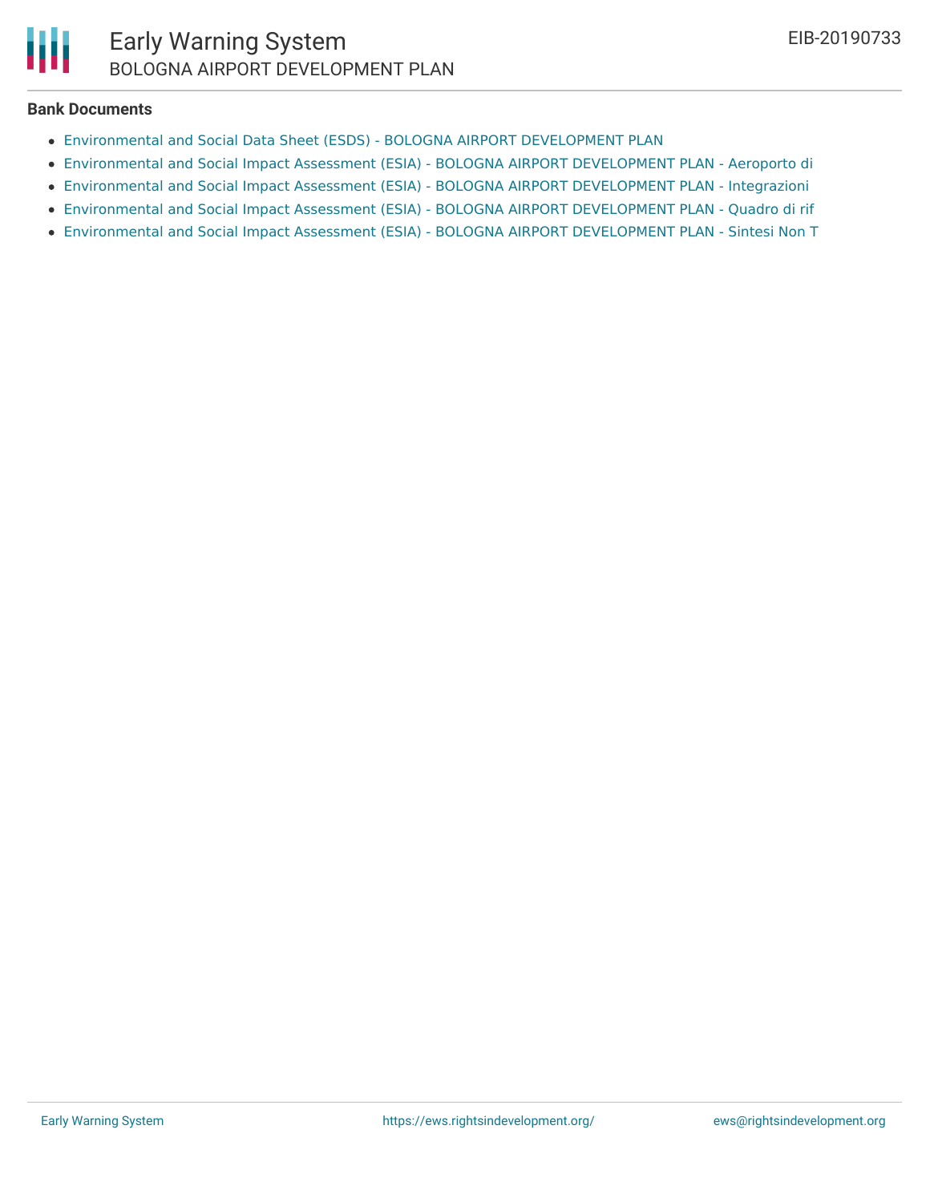**Bank Documents**

- Environmental and Social Data Sheet (ESDS) - BOLOGNA AIRPORT DEVELOPMENT PLAN
- Environmental and Social Impact Assessment (ESIA) - BOLOGNA AIRPORT DEVELOPMENT PLAN - Aeroporto di
- Environmental and Social Impact Assessment (ESIA) - BOLOGNA AIRPORT DEVELOPMENT PLAN - Integrazioni
- Environmental and Social Impact Assessment (ESIA) - BOLOGNA AIRPORT DEVELOPMENT PLAN - Quadro di rif
- Environmental and Social Impact Assessment (ESIA) - BOLOGNA AIRPORT DEVELOPMENT PLAN - Sintesi Non T